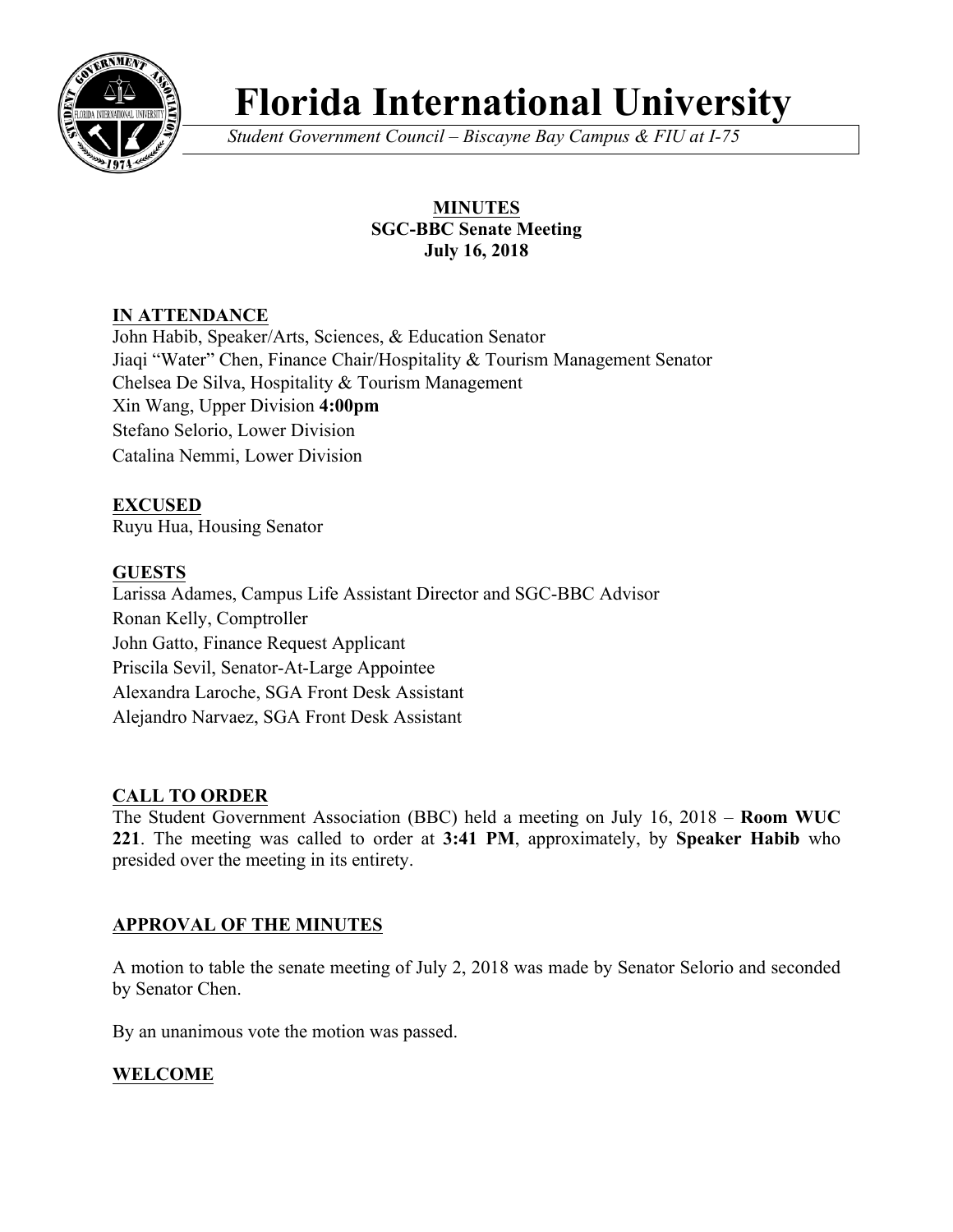# Florida International University

*Student Government Council – Biscayne Bay Campus & FIU at I-75*

**MINUTES**
**SGC-BBC Senate Meeting**
**July 16, 2018**

## IN ATTENDANCE

John Habib, Speaker/Arts, Sciences, & Education Senator
Jiaqi "Water" Chen, Finance Chair/Hospitality & Tourism Management Senator
Chelsea De Silva, Hospitality & Tourism Management
Xin Wang, Upper Division **4:00pm**
Stefano Selorio, Lower Division
Catalina Nemmi, Lower Division

## EXCUSED

Ruyu Hua, Housing Senator

## GUESTS

Larissa Adames, Campus Life Assistant Director and SGC-BBC Advisor
Ronan Kelly, Comptroller
John Gatto, Finance Request Applicant
Priscila Sevil, Senator-At-Large Appointee
Alexandra Laroche, SGA Front Desk Assistant
Alejandro Narvaez, SGA Front Desk Assistant

## CALL TO ORDER

The Student Government Association (BBC) held a meeting on July 16, 2018 – **Room WUC 221**. The meeting was called to order at **3:41 PM**, approximately, by **Speaker Habib** who presided over the meeting in its entirety.

## APPROVAL OF THE MINUTES

A motion to table the senate meeting of July 2, 2018 was made by Senator Selorio and seconded by Senator Chen.

By an unanimous vote the motion was passed.

## WELCOME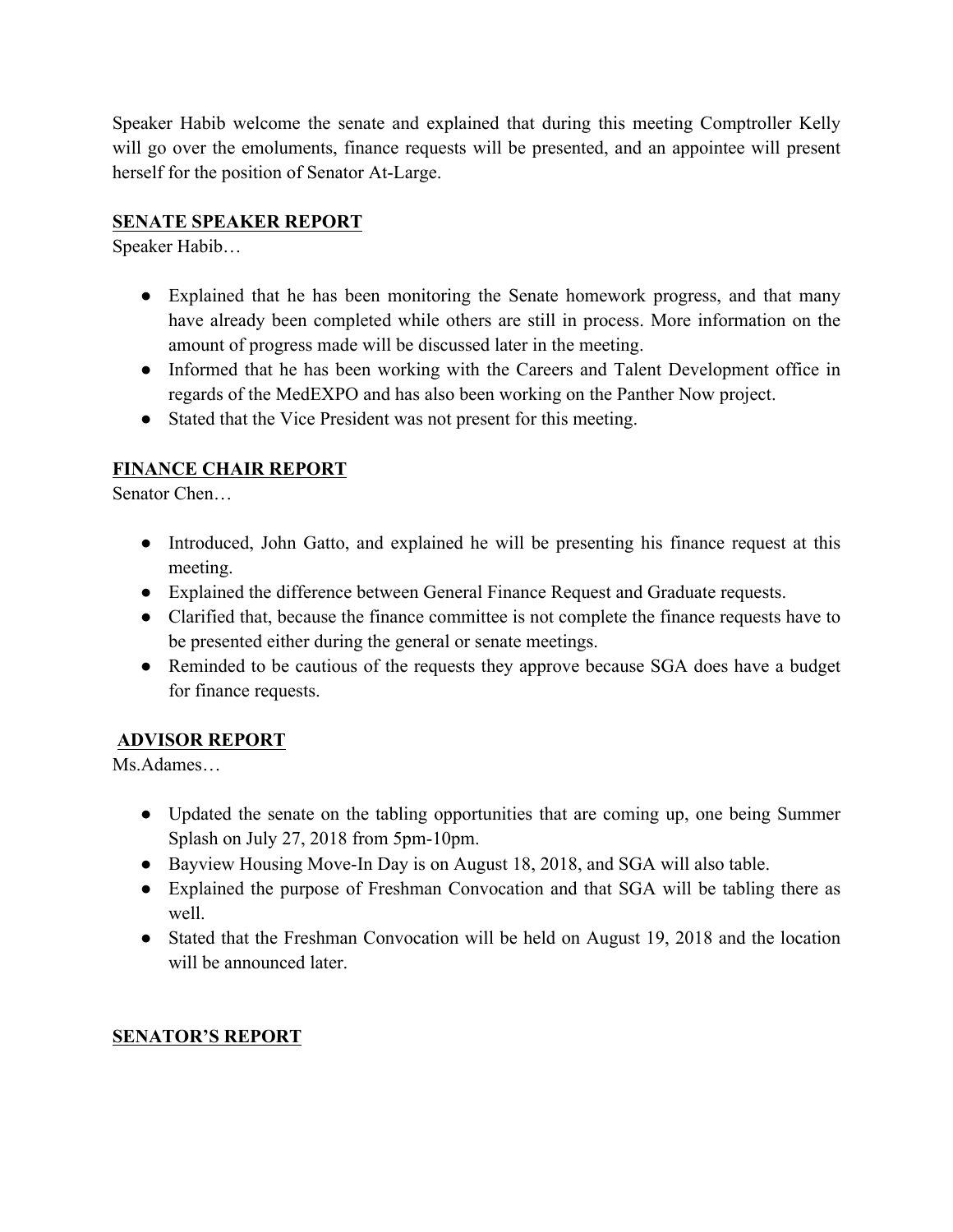Speaker Habib welcome the senate and explained that during this meeting Comptroller Kelly will go over the emoluments, finance requests will be presented, and an appointee will present herself for the position of Senator At-Large.

## SENATE SPEAKER REPORT

Speaker Habib…

- Explained that he has been monitoring the Senate homework progress, and that many have already been completed while others are still in process. More information on the amount of progress made will be discussed later in the meeting.
- Informed that he has been working with the Careers and Talent Development office in regards of the MedEXPO and has also been working on the Panther Now project.
- Stated that the Vice President was not present for this meeting.

## FINANCE CHAIR REPORT

Senator Chen…

- Introduced, John Gatto, and explained he will be presenting his finance request at this meeting.
- Explained the difference between General Finance Request and Graduate requests.
- Clarified that, because the finance committee is not complete the finance requests have to be presented either during the general or senate meetings.
- Reminded to be cautious of the requests they approve because SGA does have a budget for finance requests.

## ADVISOR REPORT

Ms.Adames…

- Updated the senate on the tabling opportunities that are coming up, one being Summer Splash on July 27, 2018 from 5pm-10pm.
- Bayview Housing Move-In Day is on August 18, 2018, and SGA will also table.
- Explained the purpose of Freshman Convocation and that SGA will be tabling there as well.
- Stated that the Freshman Convocation will be held on August 19, 2018 and the location will be announced later.

## SENATOR'S REPORT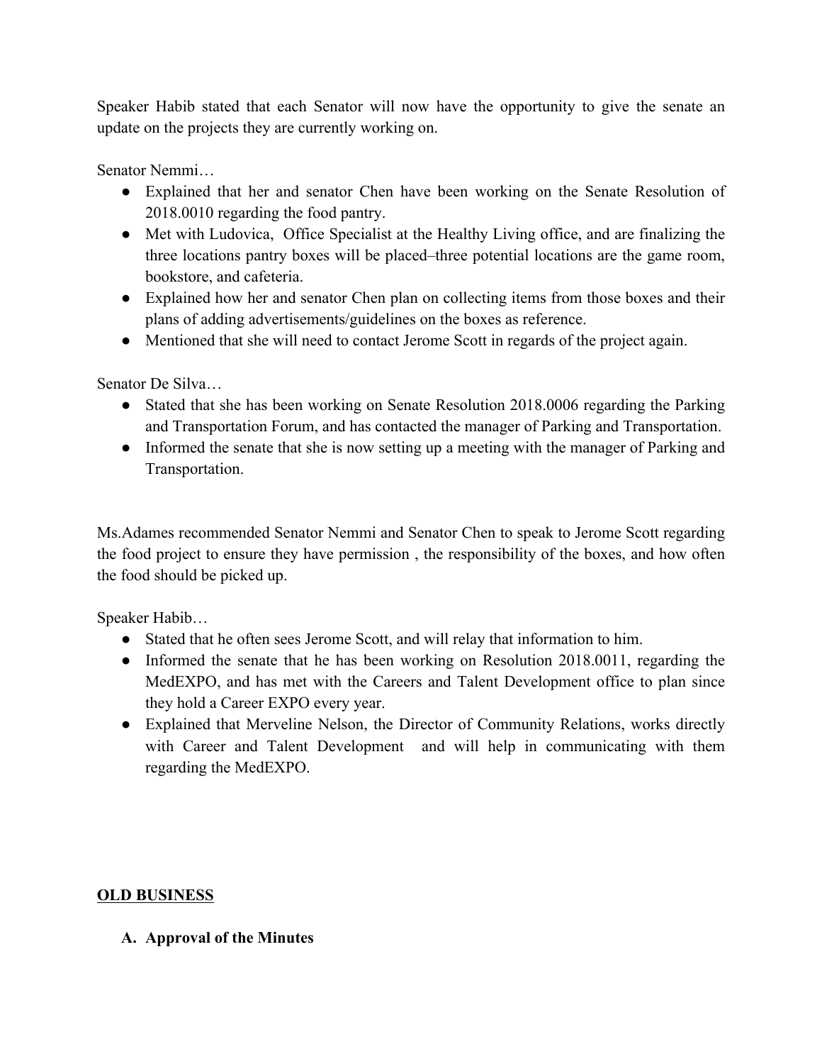Speaker Habib stated that each Senator will now have the opportunity to give the senate an update on the projects they are currently working on.

Senator Nemmi…

- Explained that her and senator Chen have been working on the Senate Resolution of 2018.0010 regarding the food pantry.
- Met with Ludovica, Office Specialist at the Healthy Living office, and are finalizing the three locations pantry boxes will be placed–three potential locations are the game room, bookstore, and cafeteria.
- Explained how her and senator Chen plan on collecting items from those boxes and their plans of adding advertisements/guidelines on the boxes as reference.
- Mentioned that she will need to contact Jerome Scott in regards of the project again.

Senator De Silva…

- Stated that she has been working on Senate Resolution 2018.0006 regarding the Parking and Transportation Forum, and has contacted the manager of Parking and Transportation.
- Informed the senate that she is now setting up a meeting with the manager of Parking and Transportation.

Ms.Adames recommended Senator Nemmi and Senator Chen to speak to Jerome Scott regarding the food project to ensure they have permission , the responsibility of the boxes, and how often the food should be picked up.

Speaker Habib…

- Stated that he often sees Jerome Scott, and will relay that information to him.
- Informed the senate that he has been working on Resolution 2018.0011, regarding the MedEXPO, and has met with the Careers and Talent Development office to plan since they hold a Career EXPO every year.
- Explained that Merveline Nelson, the Director of Community Relations, works directly with Career and Talent Development and will help in communicating with them regarding the MedEXPO.

## OLD BUSINESS

### A. Approval of the Minutes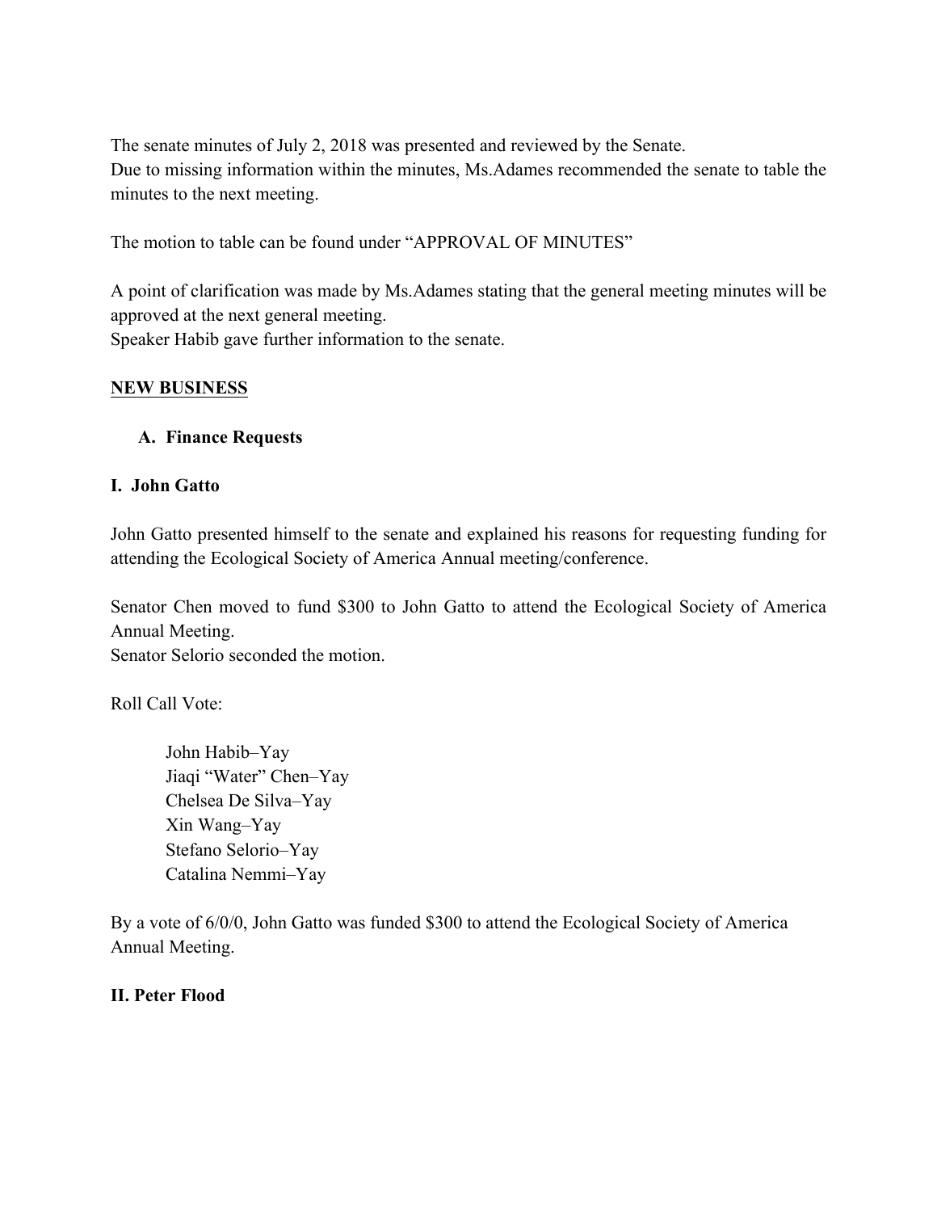The senate minutes of July 2, 2018 was presented and reviewed by the Senate.
Due to missing information within the minutes, Ms.Adames recommended the senate to table the minutes to the next meeting.

The motion to table can be found under "APPROVAL OF MINUTES"

A point of clarification was made by Ms.Adames stating that the general meeting minutes will be approved at the next general meeting.
Speaker Habib gave further information to the senate.

## NEW BUSINESS

### A. Finance Requests

### I. John Gatto

John Gatto presented himself to the senate and explained his reasons for requesting funding for attending the Ecological Society of America Annual meeting/conference.

Senator Chen moved to fund $300 to John Gatto to attend the Ecological Society of America Annual Meeting.
Senator Selorio seconded the motion.

Roll Call Vote:

> John Habib–Yay
> Jiaqi "Water" Chen–Yay
> Chelsea De Silva–Yay
> Xin Wang–Yay
> Stefano Selorio–Yay
> Catalina Nemmi–Yay

By a vote of 6/0/0, John Gatto was funded $300 to attend the Ecological Society of America Annual Meeting.

### II. Peter Flood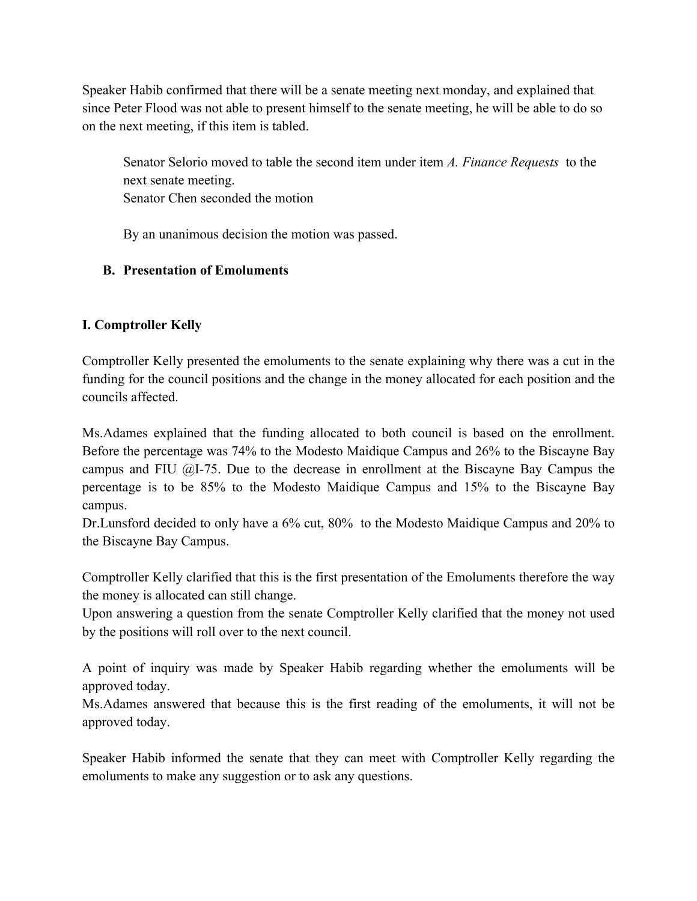Speaker Habib confirmed that there will be a senate meeting next monday, and explained that since Peter Flood was not able to present himself to the senate meeting, he will be able to do so on the next meeting, if this item is tabled.

Senator Selorio moved to table the second item under item *A. Finance Requests* to the next senate meeting.
Senator Chen seconded the motion

By an unanimous decision the motion was passed.

**B. Presentation of Emoluments**

**I. Comptroller Kelly**

Comptroller Kelly presented the emoluments to the senate explaining why there was a cut in the funding for the council positions and the change in the money allocated for each position and the councils affected.

Ms.Adames explained that the funding allocated to both council is based on the enrollment. Before the percentage was 74% to the Modesto Maidique Campus and 26% to the Biscayne Bay campus and FIU @I-75. Due to the decrease in enrollment at the Biscayne Bay Campus the percentage is to be 85% to the Modesto Maidique Campus and 15% to the Biscayne Bay campus.
Dr.Lunsford decided to only have a 6% cut, 80% to the Modesto Maidique Campus and 20% to the Biscayne Bay Campus.

Comptroller Kelly clarified that this is the first presentation of the Emoluments therefore the way the money is allocated can still change.
Upon answering a question from the senate Comptroller Kelly clarified that the money not used by the positions will roll over to the next council.

A point of inquiry was made by Speaker Habib regarding whether the emoluments will be approved today.
Ms.Adames answered that because this is the first reading of the emoluments, it will not be approved today.

Speaker Habib informed the senate that they can meet with Comptroller Kelly regarding the emoluments to make any suggestion or to ask any questions.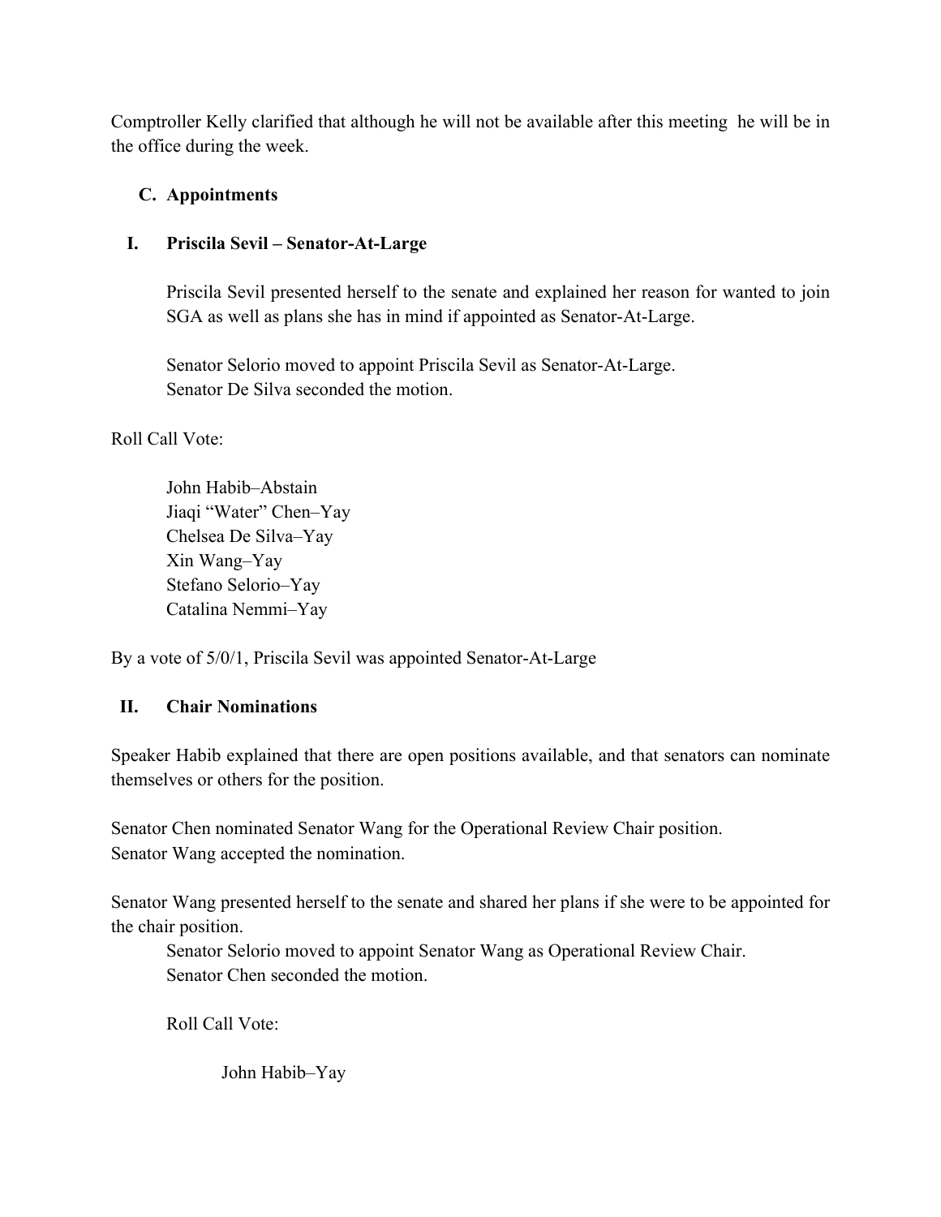Comptroller Kelly clarified that although he will not be available after this meeting  he will be in the office during the week.

### C. Appointments

### I. Priscila Sevil – Senator-At-Large

Priscila Sevil presented herself to the senate and explained her reason for wanted to join SGA as well as plans she has in mind if appointed as Senator-At-Large.

Senator Selorio moved to appoint Priscila Sevil as Senator-At-Large.
Senator De Silva seconded the motion.

Roll Call Vote:

John Habib–Abstain
Jiaqi "Water" Chen–Yay
Chelsea De Silva–Yay
Xin Wang–Yay
Stefano Selorio–Yay
Catalina Nemmi–Yay

By a vote of 5/0/1, Priscila Sevil was appointed Senator-At-Large

### II. Chair Nominations

Speaker Habib explained that there are open positions available, and that senators can nominate themselves or others for the position.

Senator Chen nominated Senator Wang for the Operational Review Chair position.
Senator Wang accepted the nomination.

Senator Wang presented herself to the senate and shared her plans if she were to be appointed for the chair position.

Senator Selorio moved to appoint Senator Wang as Operational Review Chair.
Senator Chen seconded the motion.

Roll Call Vote:

John Habib–Yay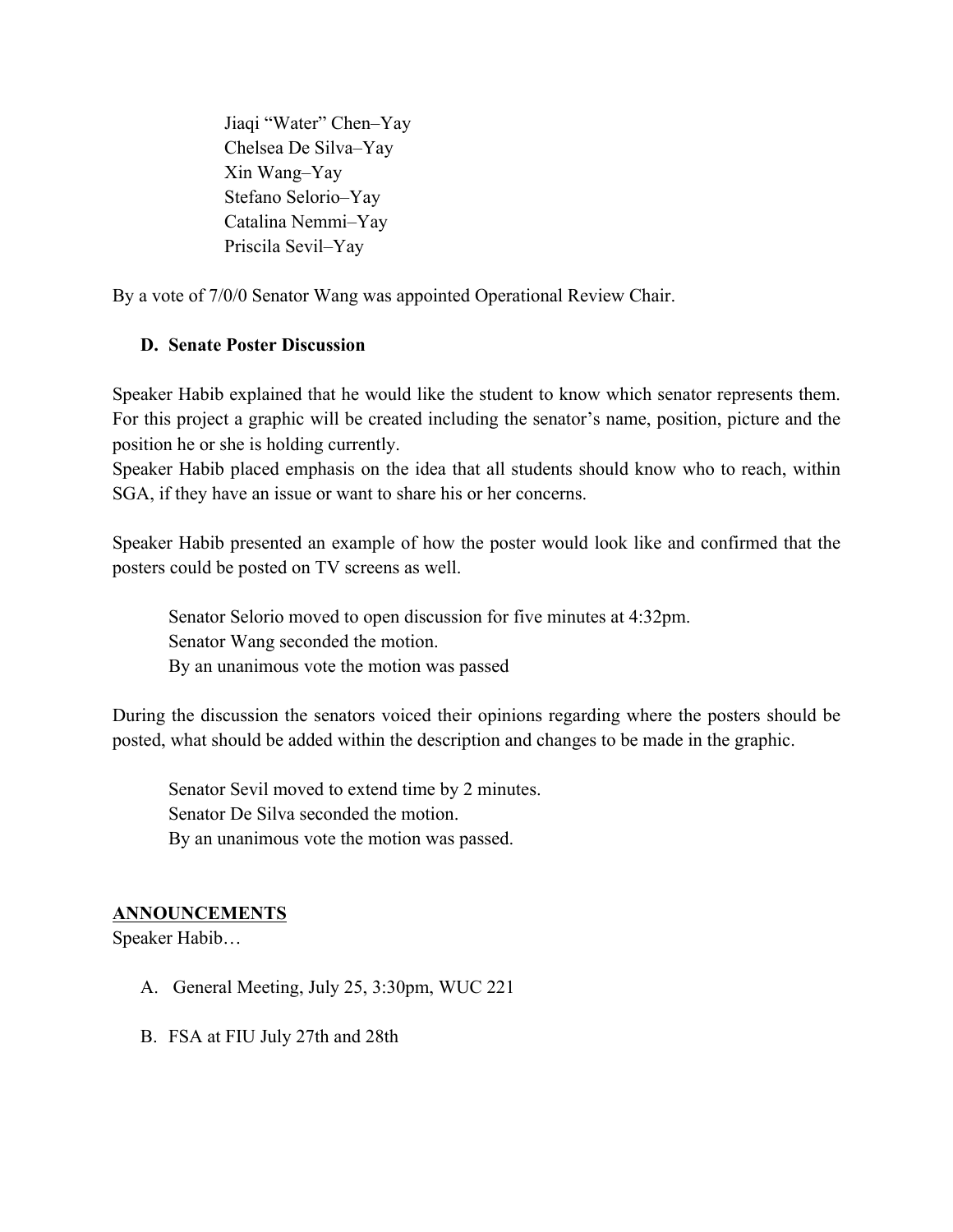Jiaqi "Water" Chen–Yay
Chelsea De Silva–Yay
Xin Wang–Yay
Stefano Selorio–Yay
Catalina Nemmi–Yay
Priscila Sevil–Yay

By a vote of 7/0/0 Senator Wang was appointed Operational Review Chair.

**D. Senate Poster Discussion**

Speaker Habib explained that he would like the student to know which senator represents them. For this project a graphic will be created including the senator's name, position, picture and the position he or she is holding currently.
Speaker Habib placed emphasis on the idea that all students should know who to reach, within SGA, if they have an issue or want to share his or her concerns.

Speaker Habib presented an example of how the poster would look like and confirmed that the posters could be posted on TV screens as well.

Senator Selorio moved to open discussion for five minutes at 4:32pm.
Senator Wang seconded the motion.
By an unanimous vote the motion was passed

During the discussion the senators voiced their opinions regarding where the posters should be posted, what should be added within the description and changes to be made in the graphic.

Senator Sevil moved to extend time by 2 minutes.
Senator De Silva seconded the motion.
By an unanimous vote the motion was passed.

## ANNOUNCEMENTS

Speaker Habib…

A. General Meeting, July 25, 3:30pm, WUC 221

B. FSA at FIU July 27th and 28th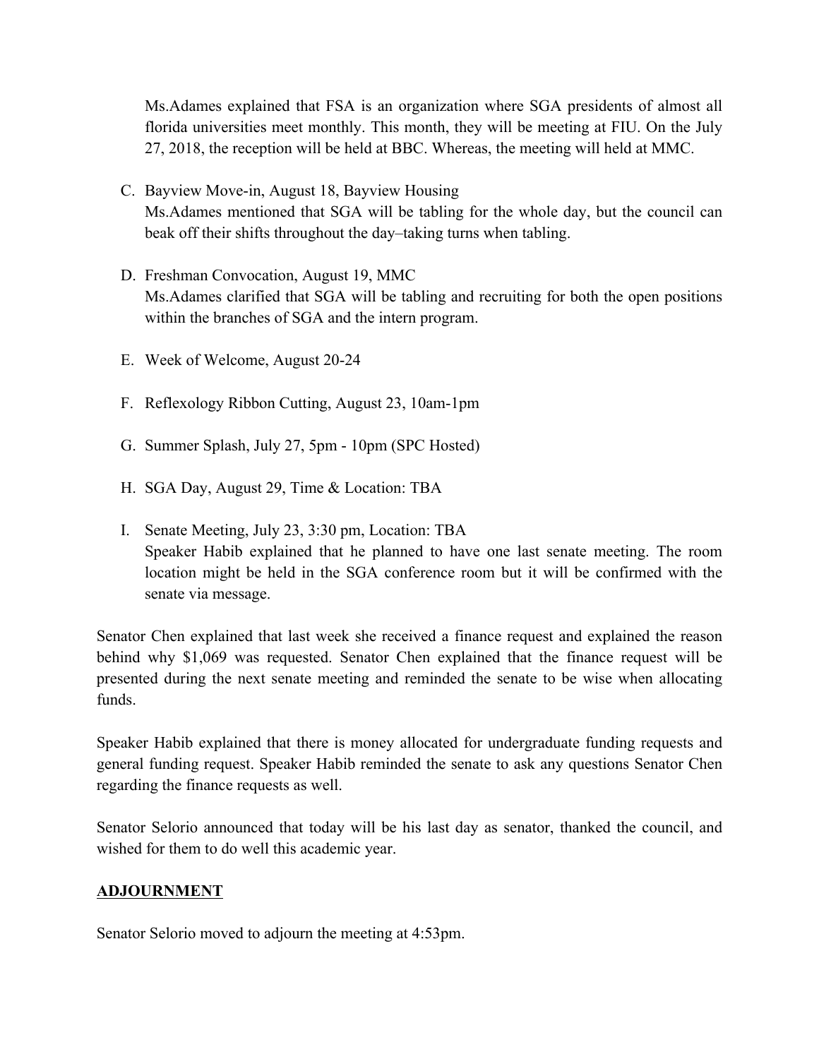Ms.Adames explained that FSA is an organization where SGA presidents of almost all florida universities meet monthly. This month, they will be meeting at FIU. On the July 27, 2018, the reception will be held at BBC. Whereas, the meeting will held at MMC.

C. Bayview Move-in, August 18, Bayview Housing
   Ms.Adames mentioned that SGA will be tabling for the whole day, but the council can beak off their shifts throughout the day–taking turns when tabling.

D. Freshman Convocation, August 19, MMC
   Ms.Adames clarified that SGA will be tabling and recruiting for both the open positions within the branches of SGA and the intern program.

E. Week of Welcome, August 20-24

F. Reflexology Ribbon Cutting, August 23, 10am-1pm

G. Summer Splash, July 27, 5pm - 10pm (SPC Hosted)

H. SGA Day, August 29, Time & Location: TBA

I. Senate Meeting, July 23, 3:30 pm, Location: TBA
   Speaker Habib explained that he planned to have one last senate meeting. The room location might be held in the SGA conference room but it will be confirmed with the senate via message.

Senator Chen explained that last week she received a finance request and explained the reason behind why $1,069 was requested. Senator Chen explained that the finance request will be presented during the next senate meeting and reminded the senate to be wise when allocating funds.

Speaker Habib explained that there is money allocated for undergraduate funding requests and general funding request. Speaker Habib reminded the senate to ask any questions Senator Chen regarding the finance requests as well.

Senator Selorio announced that today will be his last day as senator, thanked the council, and wished for them to do well this academic year.

## ADJOURNMENT

Senator Selorio moved to adjourn the meeting at 4:53pm.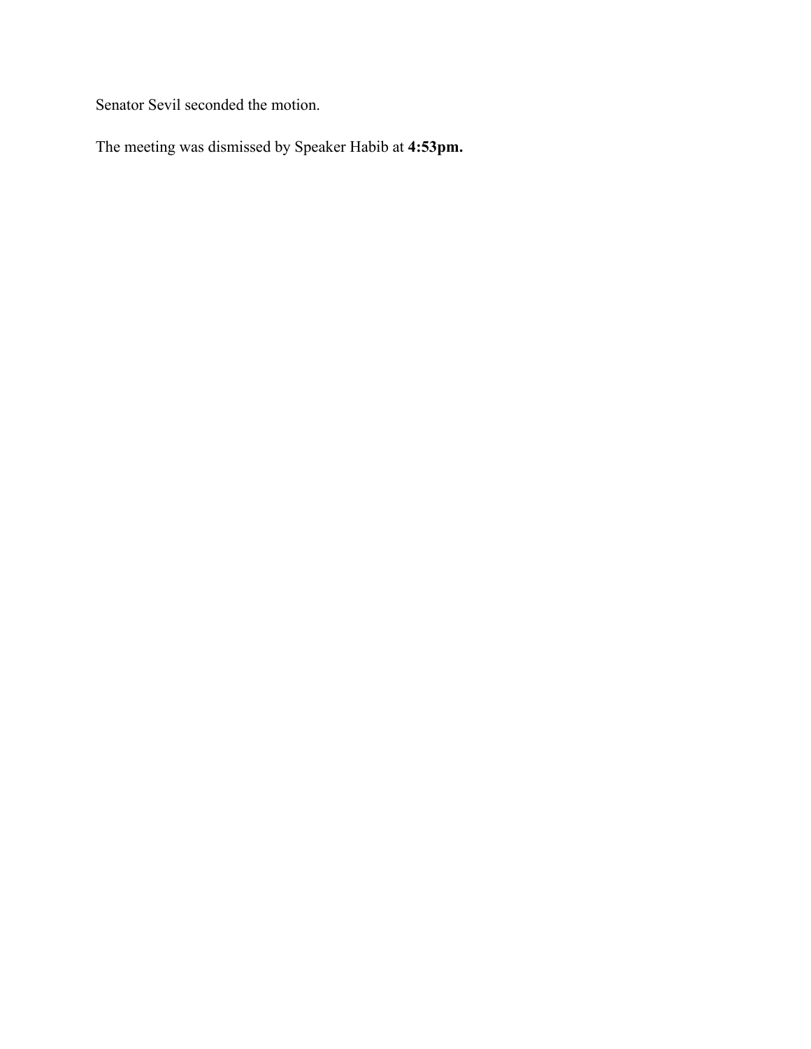Senator Sevil seconded the motion.

The meeting was dismissed by Speaker Habib at **4:53pm.**